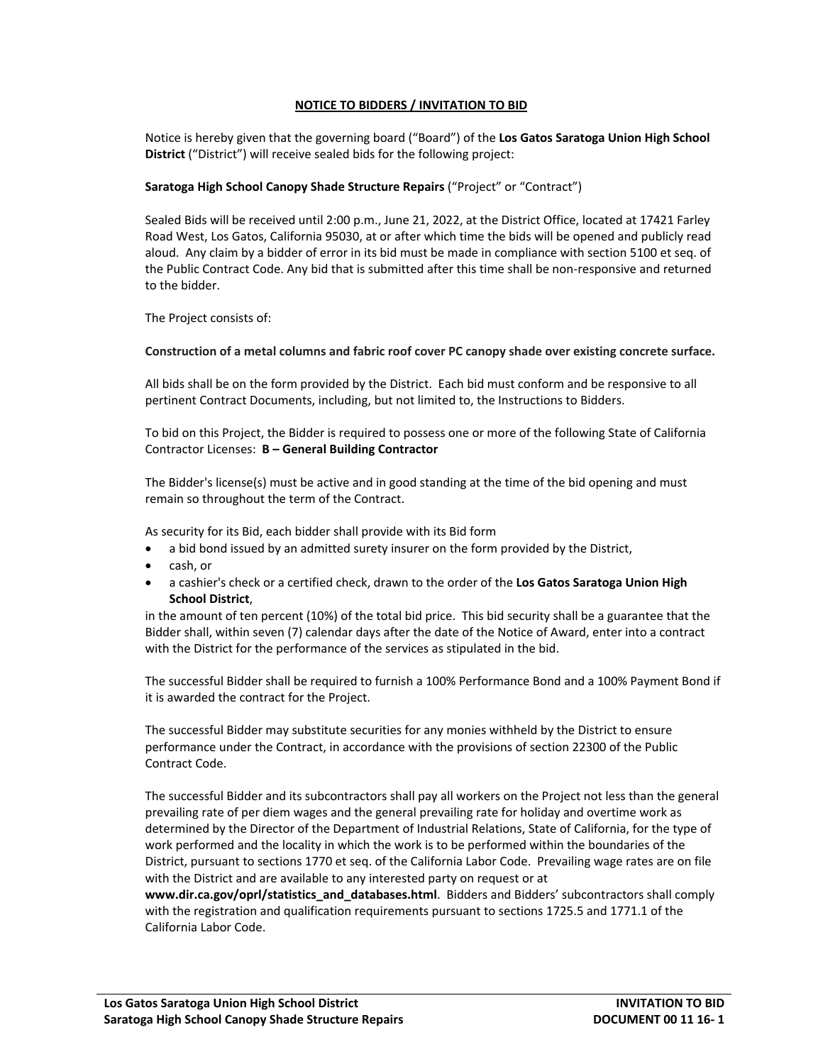# NOTICE TO BIDDERS / INVITATION TO BID

Notice is hereby given that the governing board ("Board") of the **Los Gatos Saratoga Union High School District** ("District") will receive sealed bids for the following project:

**Saratoga High School Canopy Shade Structure Repairs** ("Project" or "Contract")

Sealed Bids will be received until 2:00 p.m., June 21, 2022, at the District Office, located at 17421 Farley Road West, Los Gatos, California 95030, at or after which time the bids will be opened and publicly read aloud. Any claim by a bidder of error in its bid must be made in compliance with section 5100 et seq. of the Public Contract Code. Any bid that is submitted after this time shall be non-responsive and returned to the bidder.

The Project consists of:

**Construction of a metal columns and fabric roof cover PC canopy shade over existing concrete surface.**

All bids shall be on the form provided by the District. Each bid must conform and be responsive to all pertinent Contract Documents, including, but not limited to, the Instructions to Bidders.

To bid on this Project, the Bidder is required to possess one or more of the following State of California Contractor Licenses: **B – General Building Contractor**

The Bidder's license(s) must be active and in good standing at the time of the bid opening and must remain so throughout the term of the Contract.

As security for its Bid, each bidder shall provide with its Bid form

- a bid bond issued by an admitted surety insurer on the form provided by the District,
- cash, or
- a cashier's check or a certified check, drawn to the order of the **Los Gatos Saratoga Union High School District**,

in the amount of ten percent (10%) of the total bid price. This bid security shall be a guarantee that the Bidder shall, within seven (7) calendar days after the date of the Notice of Award, enter into a contract with the District for the performance of the services as stipulated in the bid.

The successful Bidder shall be required to furnish a 100% Performance Bond and a 100% Payment Bond if it is awarded the contract for the Project.

The successful Bidder may substitute securities for any monies withheld by the District to ensure performance under the Contract, in accordance with the provisions of section 22300 of the Public Contract Code.

The successful Bidder and its subcontractors shall pay all workers on the Project not less than the general prevailing rate of per diem wages and the general prevailing rate for holiday and overtime work as determined by the Director of the Department of Industrial Relations, State of California, for the type of work performed and the locality in which the work is to be performed within the boundaries of the District, pursuant to sections 1770 et seq. of the California Labor Code. Prevailing wage rates are on file with the District and are available to any interested party on request or at **www.dir.ca.gov/oprl/statistics_and_databases.html**. Bidders and Bidders' subcontractors shall comply with the registration and qualification requirements pursuant to sections 1725.5 and 1771.1 of the California Labor Code.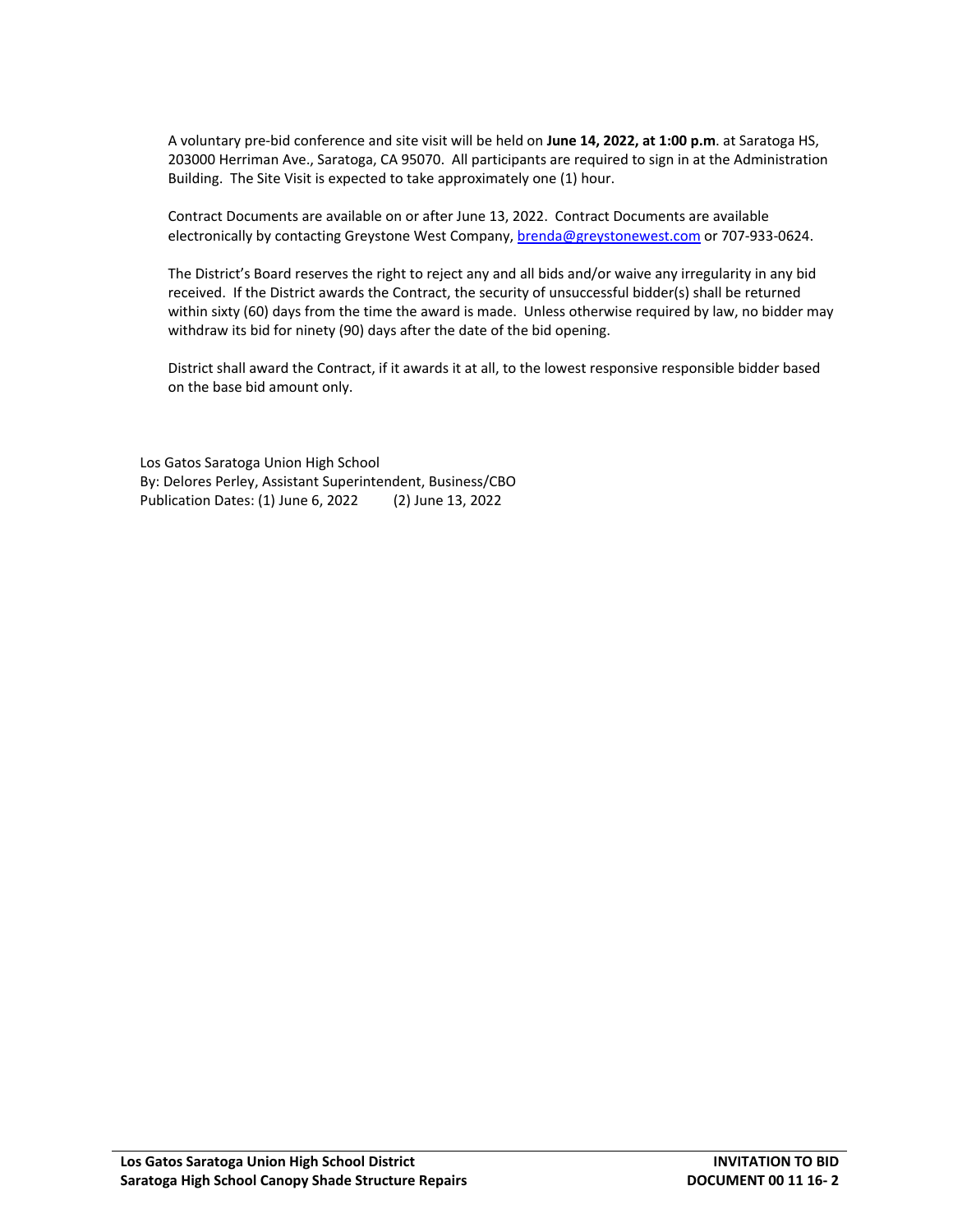A voluntary pre-bid conference and site visit will be held on **June 14, 2022, at 1:00 p.m**. at Saratoga HS, 203000 Herriman Ave., Saratoga, CA 95070. All participants are required to sign in at the Administration Building. The Site Visit is expected to take approximately one (1) hour.

Contract Documents are available on or after June 13, 2022. Contract Documents are available electronically by contacting Greystone West Company, brenda@greystonewest.com or 707-933-0624.

The District's Board reserves the right to reject any and all bids and/or waive any irregularity in any bid received. If the District awards the Contract, the security of unsuccessful bidder(s) shall be returned within sixty (60) days from the time the award is made. Unless otherwise required by law, no bidder may withdraw its bid for ninety (90) days after the date of the bid opening.

District shall award the Contract, if it awards it at all, to the lowest responsive responsible bidder based on the base bid amount only.

Los Gatos Saratoga Union High School
By: Delores Perley, Assistant Superintendent, Business/CBO
Publication Dates: (1) June 6, 2022 (2) June 13, 2022